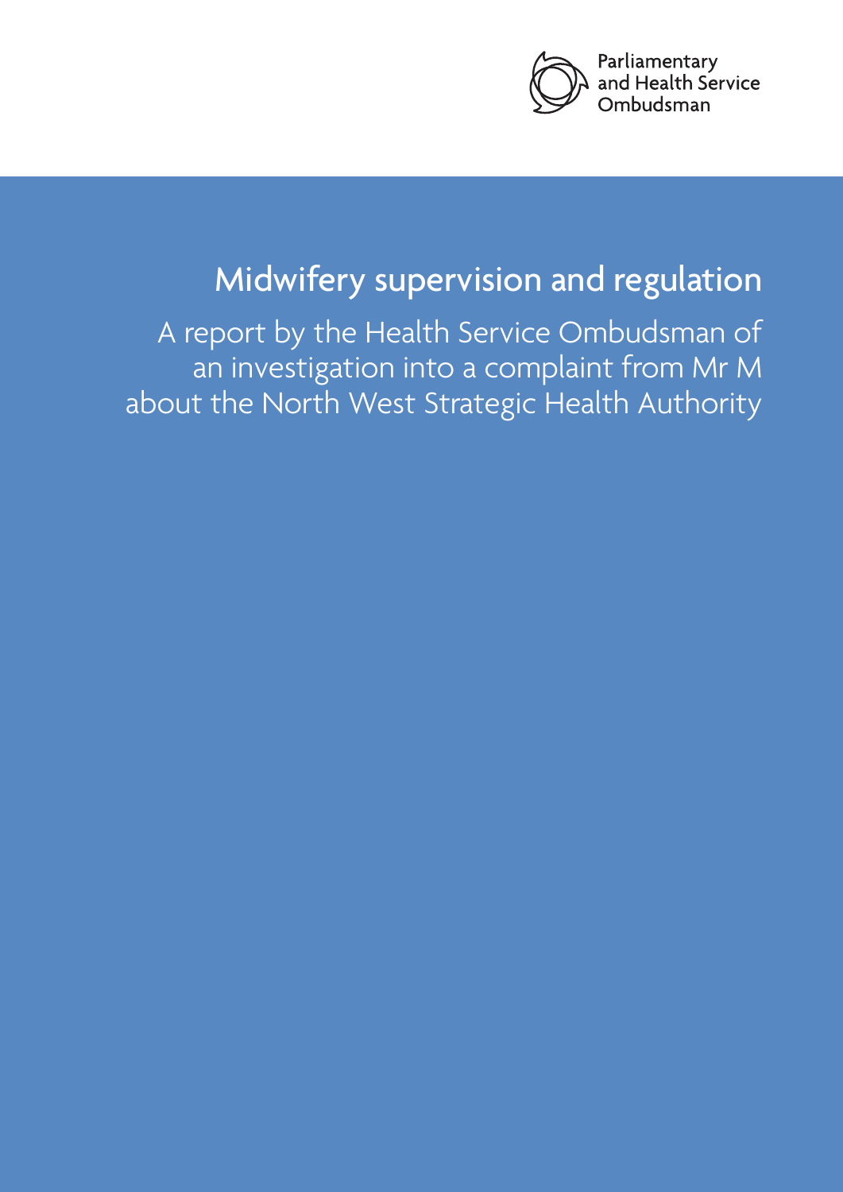Parliamentary and Health Service Ombudsman

# Midwifery supervision and regulation

A report by the Health Service Ombudsman of an investigation into a complaint from Mr M about the North West Strategic Health Authority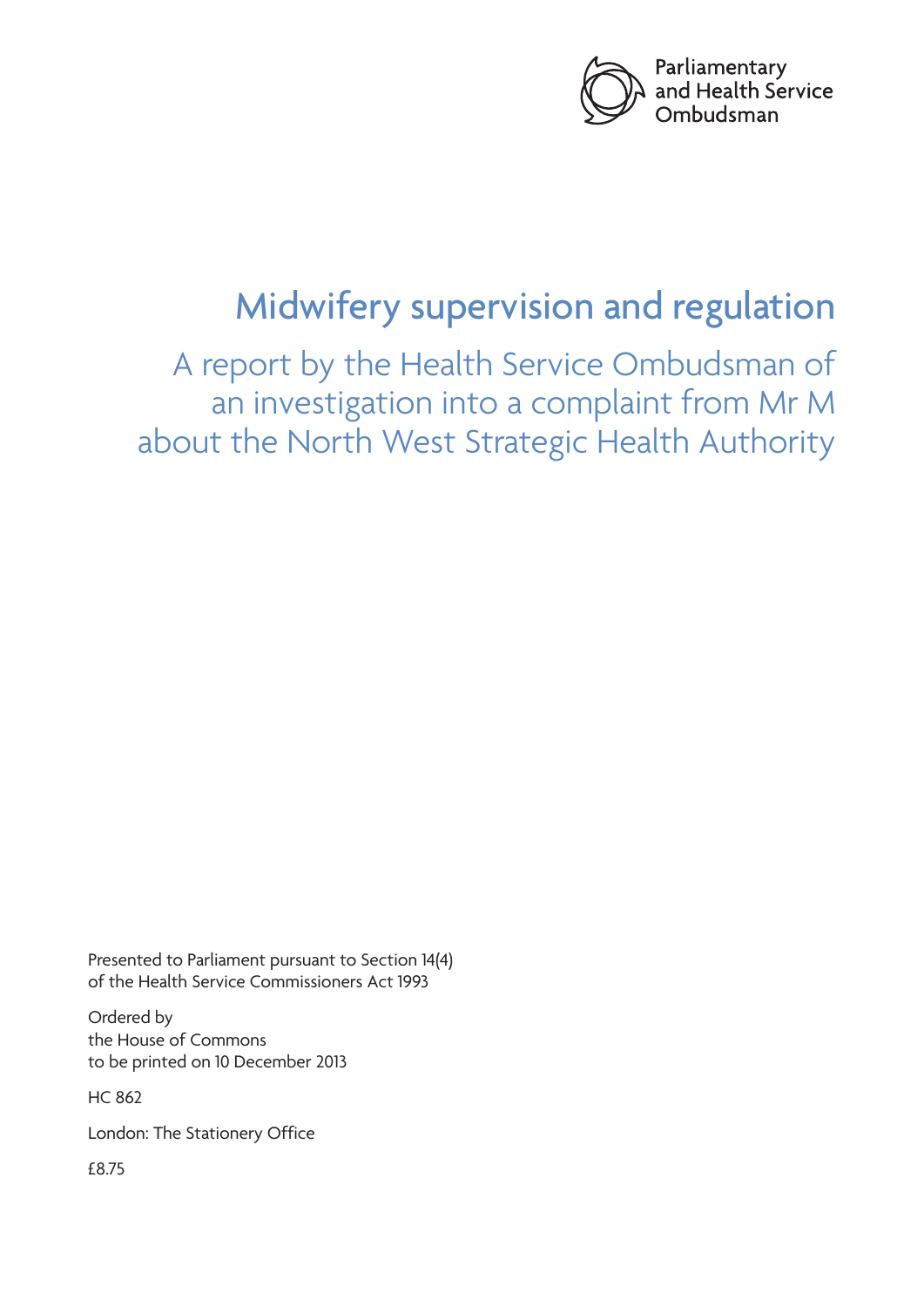Parliamentary and Health Service Ombudsman

# Midwifery supervision and regulation

## A report by the Health Service Ombudsman of an investigation into a complaint from Mr M about the North West Strategic Health Authority

Presented to Parliament pursuant to Section 14(4) of the Health Service Commissioners Act 1993

Ordered by
the House of Commons
to be printed on 10 December 2013

HC 862

London: The Stationery Office

£8.75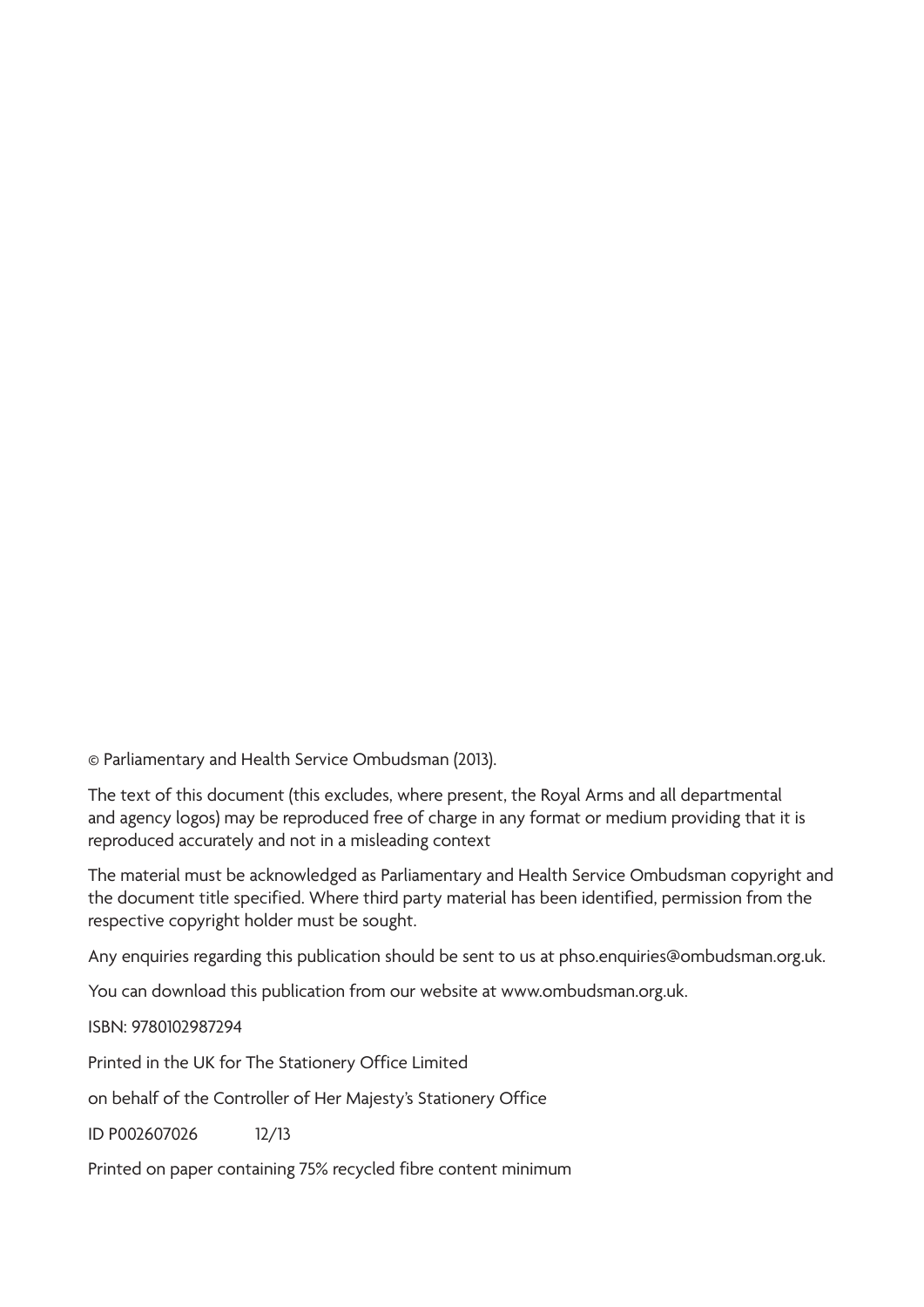© Parliamentary and Health Service Ombudsman (2013).

The text of this document (this excludes, where present, the Royal Arms and all departmental and agency logos) may be reproduced free of charge in any format or medium providing that it is reproduced accurately and not in a misleading context

The material must be acknowledged as Parliamentary and Health Service Ombudsman copyright and the document title specified. Where third party material has been identified, permission from the respective copyright holder must be sought.

Any enquiries regarding this publication should be sent to us at phso.enquiries@ombudsman.org.uk.

You can download this publication from our website at www.ombudsman.org.uk.

ISBN: 9780102987294

Printed in the UK for The Stationery Office Limited

on behalf of the Controller of Her Majesty's Stationery Office

ID P002607026 12/13

Printed on paper containing 75% recycled fibre content minimum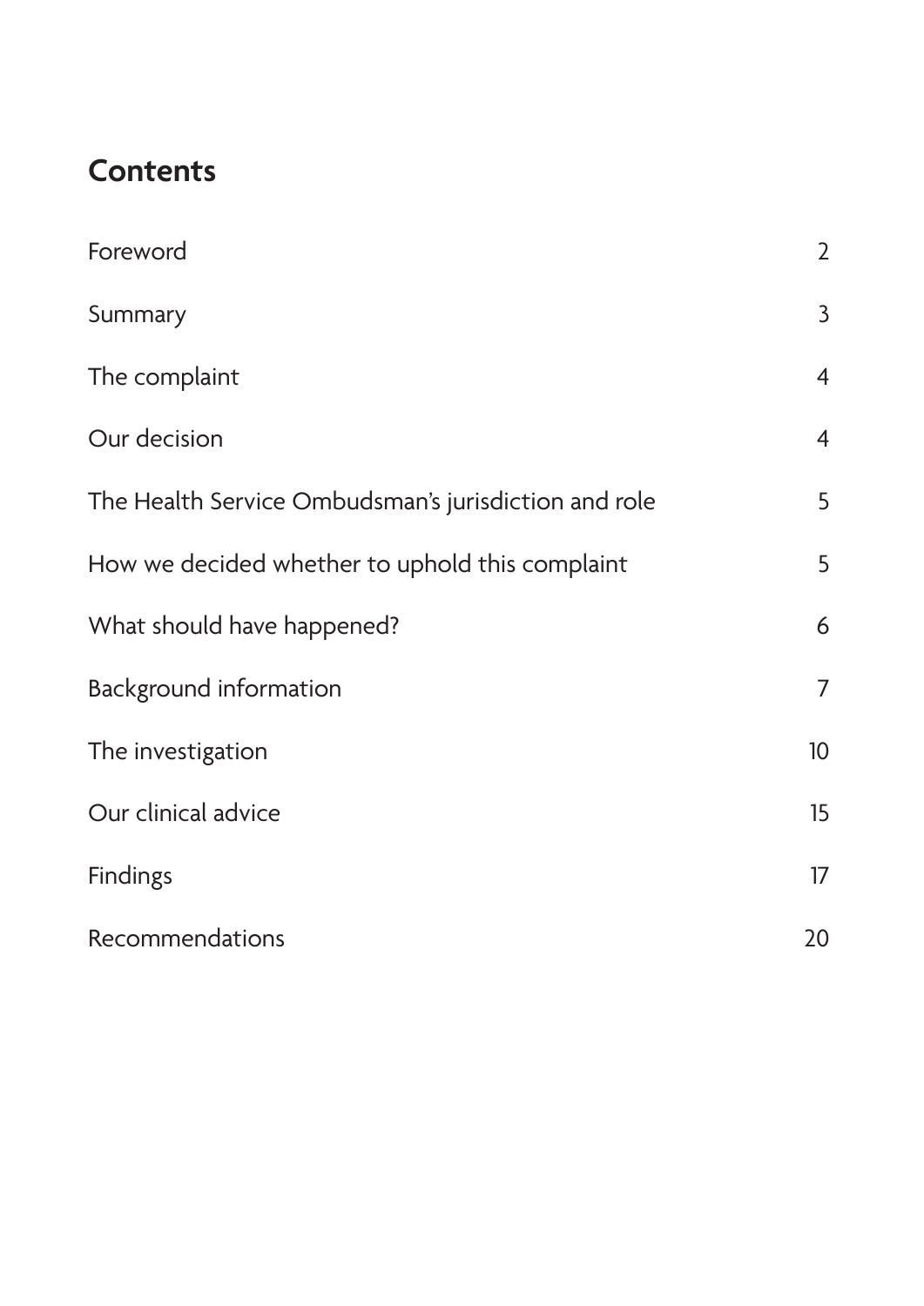## Contents

| | |
|---|---|
| Foreword | 2 |
| Summary | 3 |
| The complaint | 4 |
| Our decision | 4 |
| The Health Service Ombudsman's jurisdiction and role | 5 |
| How we decided whether to uphold this complaint | 5 |
| What should have happened? | 6 |
| Background information | 7 |
| The investigation | 10 |
| Our clinical advice | 15 |
| Findings | 17 |
| Recommendations | 20 |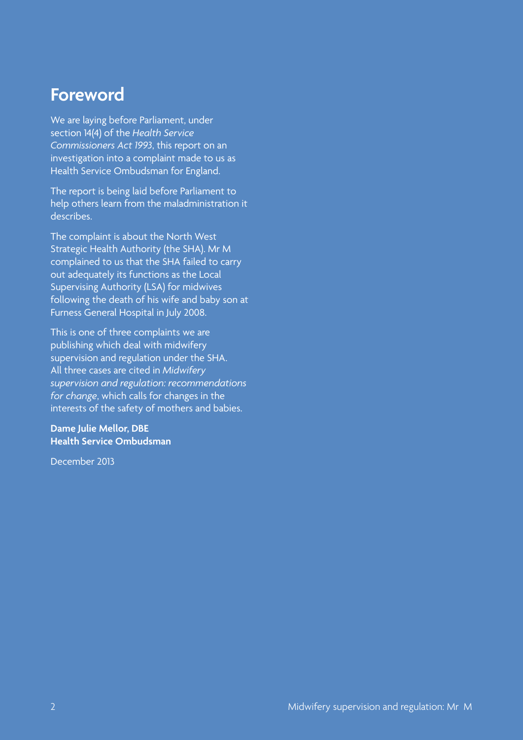# Foreword

We are laying before Parliament, under section 14(4) of the *Health Service Commissioners Act 1993*, this report on an investigation into a complaint made to us as Health Service Ombudsman for England.

The report is being laid before Parliament to help others learn from the maladministration it describes.

The complaint is about the North West Strategic Health Authority (the SHA). Mr M complained to us that the SHA failed to carry out adequately its functions as the Local Supervising Authority (LSA) for midwives following the death of his wife and baby son at Furness General Hospital in July 2008.

This is one of three complaints we are publishing which deal with midwifery supervision and regulation under the SHA. All three cases are cited in *Midwifery supervision and regulation: recommendations for change*, which calls for changes in the interests of the safety of mothers and babies.

**Dame Julie Mellor, DBE**
**Health Service Ombudsman**

December 2013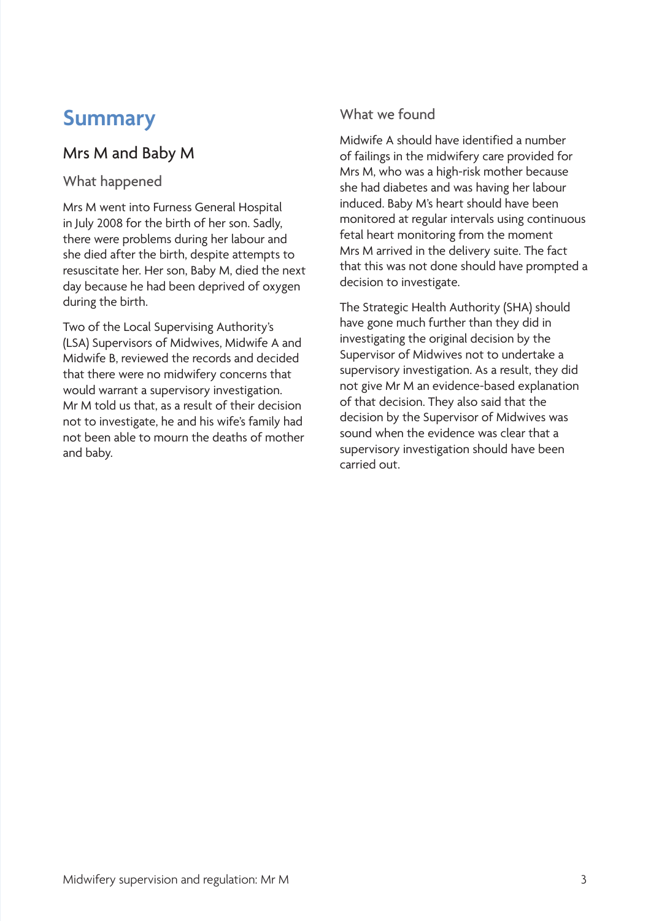# Summary

## Mrs M and Baby M

### What happened

Mrs M went into Furness General Hospital in July 2008 for the birth of her son. Sadly, there were problems during her labour and she died after the birth, despite attempts to resuscitate her. Her son, Baby M, died the next day because he had been deprived of oxygen during the birth.

Two of the Local Supervising Authority's (LSA) Supervisors of Midwives, Midwife A and Midwife B, reviewed the records and decided that there were no midwifery concerns that would warrant a supervisory investigation. Mr M told us that, as a result of their decision not to investigate, he and his wife's family had not been able to mourn the deaths of mother and baby.

### What we found

Midwife A should have identified a number of failings in the midwifery care provided for Mrs M, who was a high-risk mother because she had diabetes and was having her labour induced. Baby M's heart should have been monitored at regular intervals using continuous fetal heart monitoring from the moment Mrs M arrived in the delivery suite. The fact that this was not done should have prompted a decision to investigate.

The Strategic Health Authority (SHA) should have gone much further than they did in investigating the original decision by the Supervisor of Midwives not to undertake a supervisory investigation. As a result, they did not give Mr M an evidence-based explanation of that decision. They also said that the decision by the Supervisor of Midwives was sound when the evidence was clear that a supervisory investigation should have been carried out.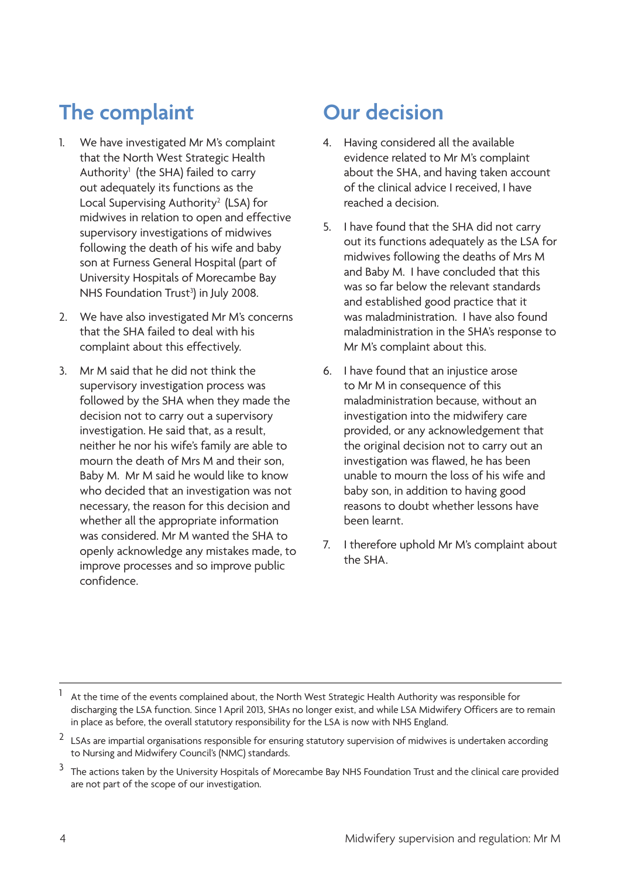## The complaint

1. We have investigated Mr M's complaint that the North West Strategic Health Authority[1] (the SHA) failed to carry out adequately its functions as the Local Supervising Authority[2] (LSA) for midwives in relation to open and effective supervisory investigations of midwives following the death of his wife and baby son at Furness General Hospital (part of University Hospitals of Morecambe Bay NHS Foundation Trust[3]) in July 2008.

2. We have also investigated Mr M's concerns that the SHA failed to deal with his complaint about this effectively.

3. Mr M said that he did not think the supervisory investigation process was followed by the SHA when they made the decision not to carry out a supervisory investigation. He said that, as a result, neither he nor his wife's family are able to mourn the death of Mrs M and their son, Baby M. Mr M said he would like to know who decided that an investigation was not necessary, the reason for this decision and whether all the appropriate information was considered. Mr M wanted the SHA to openly acknowledge any mistakes made, to improve processes and so improve public confidence.

## Our decision

4. Having considered all the available evidence related to Mr M's complaint about the SHA, and having taken account of the clinical advice I received, I have reached a decision.

5. I have found that the SHA did not carry out its functions adequately as the LSA for midwives following the deaths of Mrs M and Baby M. I have concluded that this was so far below the relevant standards and established good practice that it was maladministration. I have also found maladministration in the SHA's response to Mr M's complaint about this.

6. I have found that an injustice arose to Mr M in consequence of this maladministration because, without an investigation into the midwifery care provided, or any acknowledgement that the original decision not to carry out an investigation was flawed, he has been unable to mourn the loss of his wife and baby son, in addition to having good reasons to doubt whether lessons have been learnt.

7. I therefore uphold Mr M's complaint about the SHA.

---

[1] At the time of the events complained about, the North West Strategic Health Authority was responsible for discharging the LSA function. Since 1 April 2013, SHAs no longer exist, and while LSA Midwifery Officers are to remain in place as before, the overall statutory responsibility for the LSA is now with NHS England.

[2] LSAs are impartial organisations responsible for ensuring statutory supervision of midwives is undertaken according to Nursing and Midwifery Council's (NMC) standards.

[3] The actions taken by the University Hospitals of Morecambe Bay NHS Foundation Trust and the clinical care provided are not part of the scope of our investigation.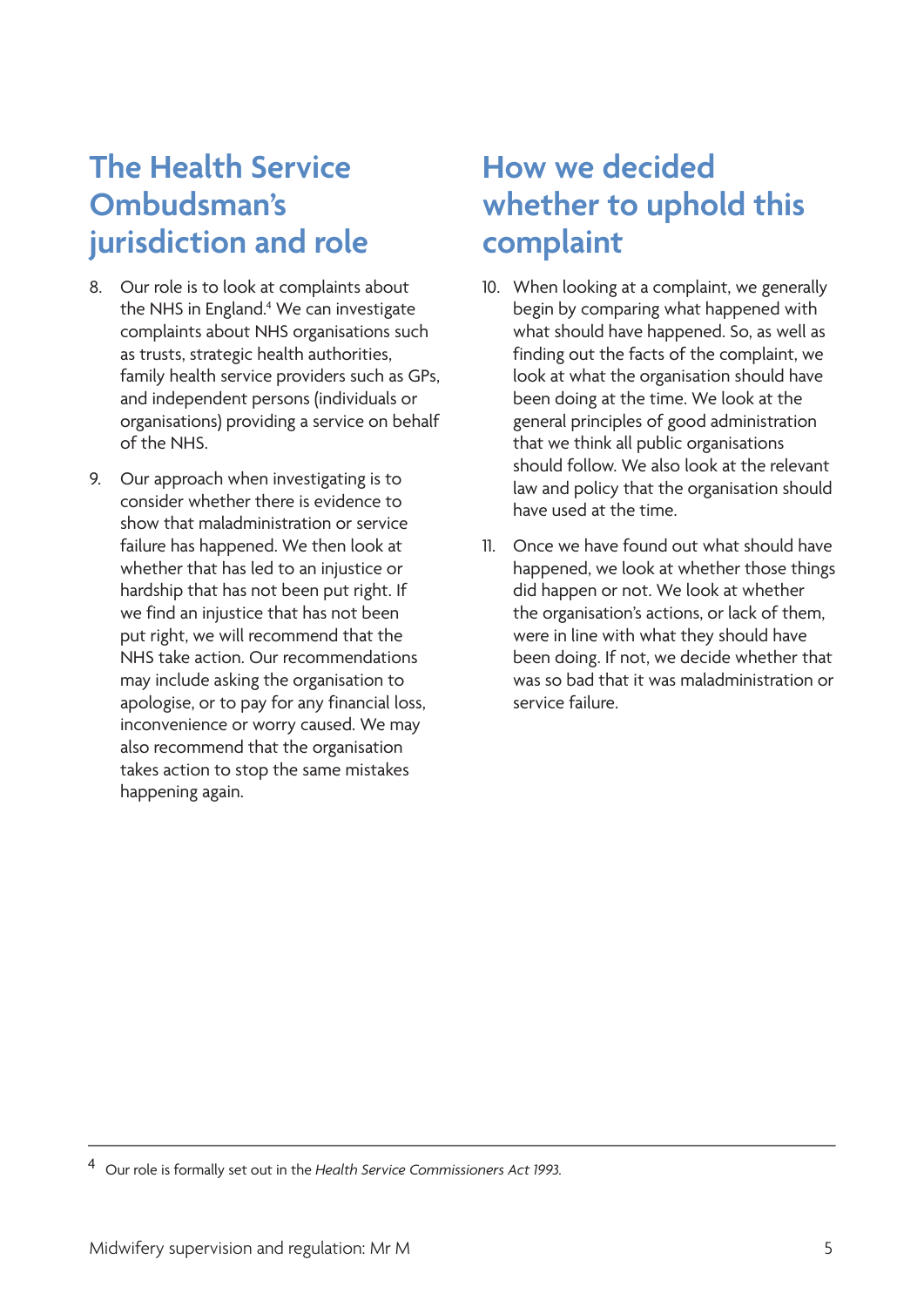## The Health Service Ombudsman's jurisdiction and role

8. Our role is to look at complaints about the NHS in England.[4] We can investigate complaints about NHS organisations such as trusts, strategic health authorities, family health service providers such as GPs, and independent persons (individuals or organisations) providing a service on behalf of the NHS.

9. Our approach when investigating is to consider whether there is evidence to show that maladministration or service failure has happened. We then look at whether that has led to an injustice or hardship that has not been put right. If we find an injustice that has not been put right, we will recommend that the NHS take action. Our recommendations may include asking the organisation to apologise, or to pay for any financial loss, inconvenience or worry caused. We may also recommend that the organisation takes action to stop the same mistakes happening again.

## How we decided whether to uphold this complaint

10. When looking at a complaint, we generally begin by comparing what happened with what should have happened. So, as well as finding out the facts of the complaint, we look at what the organisation should have been doing at the time. We look at the general principles of good administration that we think all public organisations should follow. We also look at the relevant law and policy that the organisation should have used at the time.

11. Once we have found out what should have happened, we look at whether those things did happen or not. We look at whether the organisation's actions, or lack of them, were in line with what they should have been doing. If not, we decide whether that was so bad that it was maladministration or service failure.

---

[4] Our role is formally set out in the *Health Service Commissioners Act 1993.*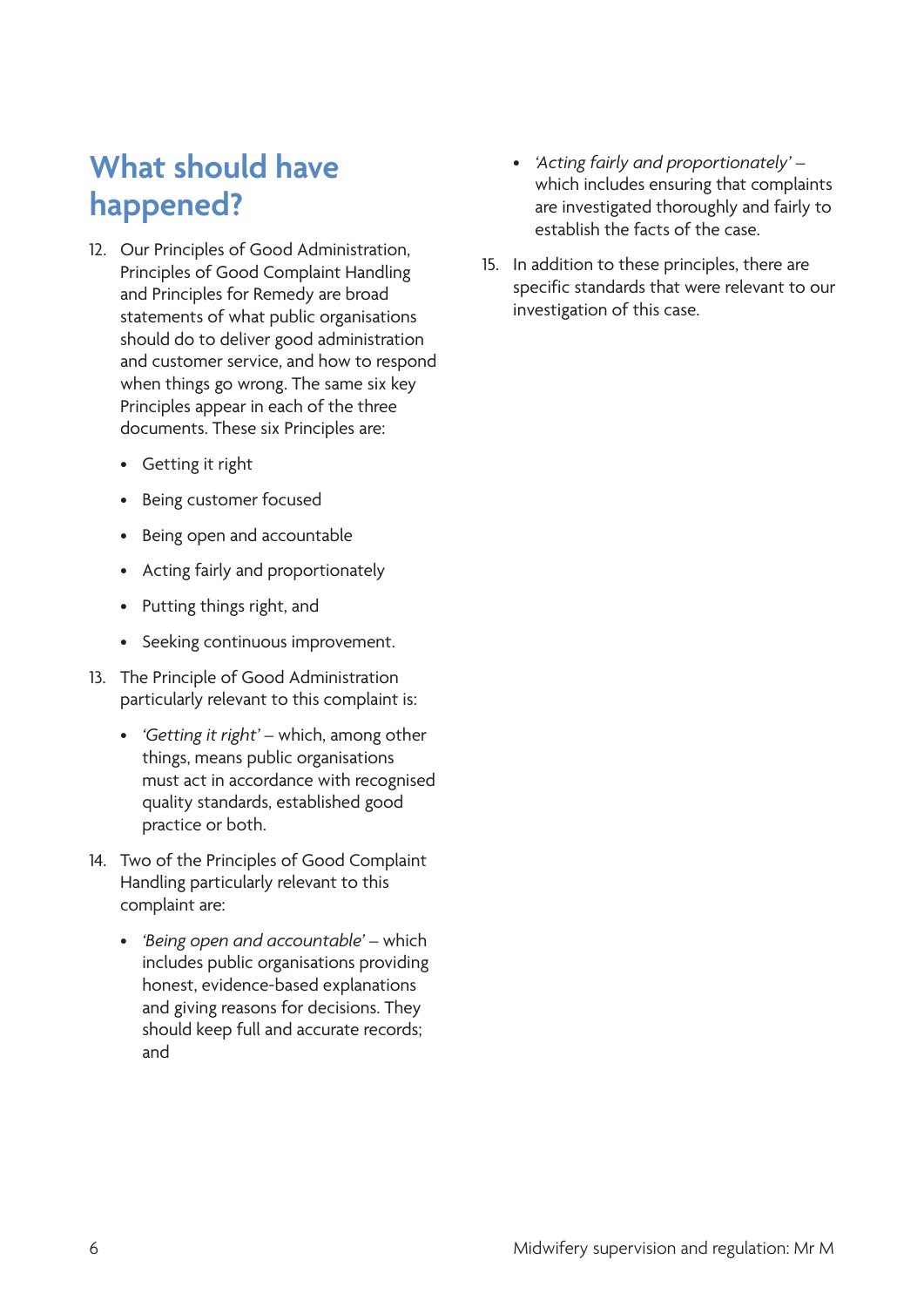## What should have happened?

12. Our Principles of Good Administration, Principles of Good Complaint Handling and Principles for Remedy are broad statements of what public organisations should do to deliver good administration and customer service, and how to respond when things go wrong. The same six key Principles appear in each of the three documents. These six Principles are:

    - Getting it right
    - Being customer focused
    - Being open and accountable
    - Acting fairly and proportionately
    - Putting things right, and
    - Seeking continuous improvement.

13. The Principle of Good Administration particularly relevant to this complaint is:

    - *'Getting it right'* – which, among other things, means public organisations must act in accordance with recognised quality standards, established good practice or both.

14. Two of the Principles of Good Complaint Handling particularly relevant to this complaint are:

    - *'Being open and accountable'* – which includes public organisations providing honest, evidence-based explanations and giving reasons for decisions. They should keep full and accurate records; and
    - *'Acting fairly and proportionately'* – which includes ensuring that complaints are investigated thoroughly and fairly to establish the facts of the case.

15. In addition to these principles, there are specific standards that were relevant to our investigation of this case.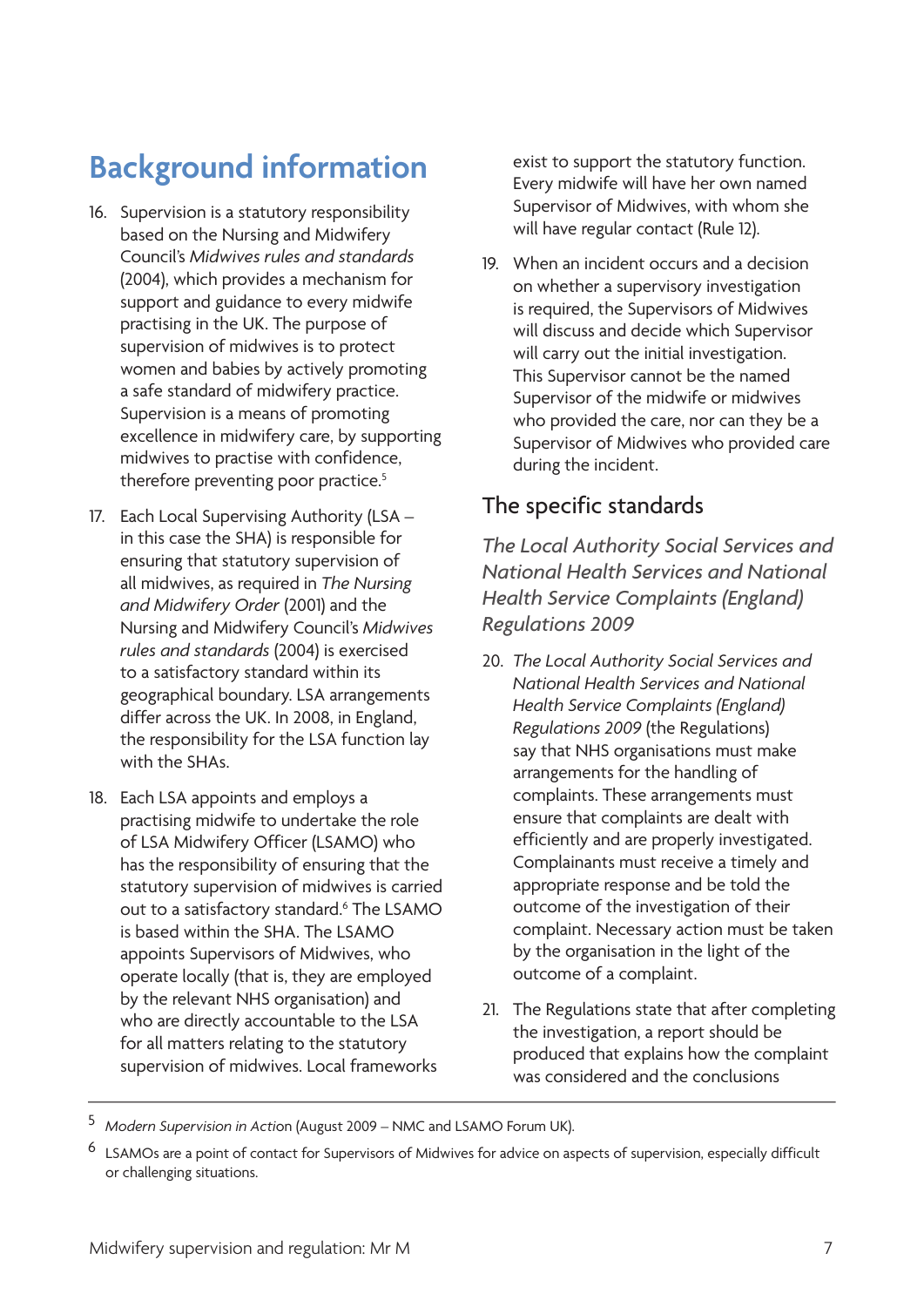# Background information

16. Supervision is a statutory responsibility based on the Nursing and Midwifery Council's *Midwives rules and standards* (2004), which provides a mechanism for support and guidance to every midwife practising in the UK. The purpose of supervision of midwives is to protect women and babies by actively promoting a safe standard of midwifery practice. Supervision is a means of promoting excellence in midwifery care, by supporting midwives to practise with confidence, therefore preventing poor practice.[5]

17. Each Local Supervising Authority (LSA – in this case the SHA) is responsible for ensuring that statutory supervision of all midwives, as required in *The Nursing and Midwifery Order* (2001) and the Nursing and Midwifery Council's *Midwives rules and standards* (2004) is exercised to a satisfactory standard within its geographical boundary. LSA arrangements differ across the UK. In 2008, in England, the responsibility for the LSA function lay with the SHAs.

18. Each LSA appoints and employs a practising midwife to undertake the role of LSA Midwifery Officer (LSAMO) who has the responsibility of ensuring that the statutory supervision of midwives is carried out to a satisfactory standard.[6] The LSAMO is based within the SHA. The LSAMO appoints Supervisors of Midwives, who operate locally (that is, they are employed by the relevant NHS organisation) and who are directly accountable to the LSA for all matters relating to the statutory supervision of midwives. Local frameworks exist to support the statutory function. Every midwife will have her own named Supervisor of Midwives, with whom she will have regular contact (Rule 12).

19. When an incident occurs and a decision on whether a supervisory investigation is required, the Supervisors of Midwives will discuss and decide which Supervisor will carry out the initial investigation. This Supervisor cannot be the named Supervisor of the midwife or midwives who provided the care, nor can they be a Supervisor of Midwives who provided care during the incident.

## The specific standards

### *The Local Authority Social Services and National Health Services and National Health Service Complaints (England) Regulations 2009*

20. *The Local Authority Social Services and National Health Services and National Health Service Complaints (England) Regulations 2009* (the Regulations) say that NHS organisations must make arrangements for the handling of complaints. These arrangements must ensure that complaints are dealt with efficiently and are properly investigated. Complainants must receive a timely and appropriate response and be told the outcome of the investigation of their complaint. Necessary action must be taken by the organisation in the light of the outcome of a complaint.

21. The Regulations state that after completing the investigation, a report should be produced that explains how the complaint was considered and the conclusions

---

[5] *Modern Supervision in Action* (August 2009 – NMC and LSAMO Forum UK).

[6] LSAMOs are a point of contact for Supervisors of Midwives for advice on aspects of supervision, especially difficult or challenging situations.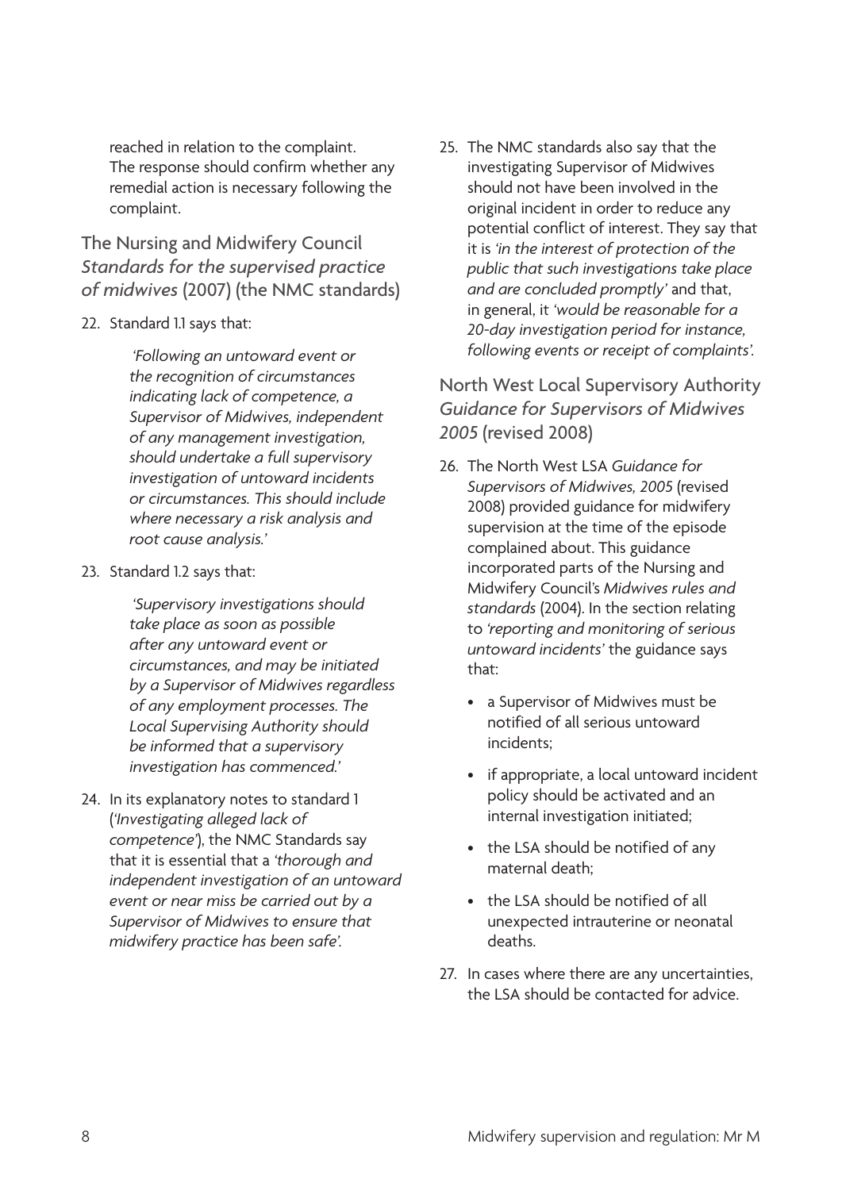reached in relation to the complaint. The response should confirm whether any remedial action is necessary following the complaint.

## The Nursing and Midwifery Council *Standards for the supervised practice of midwives* (2007) (the NMC standards)

22. Standard 1.1 says that:

> *'Following an untoward event or the recognition of circumstances indicating lack of competence, a Supervisor of Midwives, independent of any management investigation, should undertake a full supervisory investigation of untoward incidents or circumstances. This should include where necessary a risk analysis and root cause analysis.'*

23. Standard 1.2 says that:

> *'Supervisory investigations should take place as soon as possible after any untoward event or circumstances, and may be initiated by a Supervisor of Midwives regardless of any employment processes. The Local Supervising Authority should be informed that a supervisory investigation has commenced.'*

24. In its explanatory notes to standard 1 (*'Investigating alleged lack of competence'*), the NMC Standards say that it is essential that a *'thorough and independent investigation of an untoward event or near miss be carried out by a Supervisor of Midwives to ensure that midwifery practice has been safe'*.

25. The NMC standards also say that the investigating Supervisor of Midwives should not have been involved in the original incident in order to reduce any potential conflict of interest. They say that it is *'in the interest of protection of the public that such investigations take place and are concluded promptly'* and that, in general, it *'would be reasonable for a 20-day investigation period for instance, following events or receipt of complaints'*.

## North West Local Supervisory Authority *Guidance for Supervisors of Midwives 2005* (revised 2008)

26. The North West LSA *Guidance for Supervisors of Midwives, 2005* (revised 2008) provided guidance for midwifery supervision at the time of the episode complained about. This guidance incorporated parts of the Nursing and Midwifery Council's *Midwives rules and standards* (2004). In the section relating to *'reporting and monitoring of serious untoward incidents'* the guidance says that:

    - a Supervisor of Midwives must be notified of all serious untoward incidents;
    - if appropriate, a local untoward incident policy should be activated and an internal investigation initiated;
    - the LSA should be notified of any maternal death;
    - the LSA should be notified of all unexpected intrauterine or neonatal deaths.

27. In cases where there are any uncertainties, the LSA should be contacted for advice.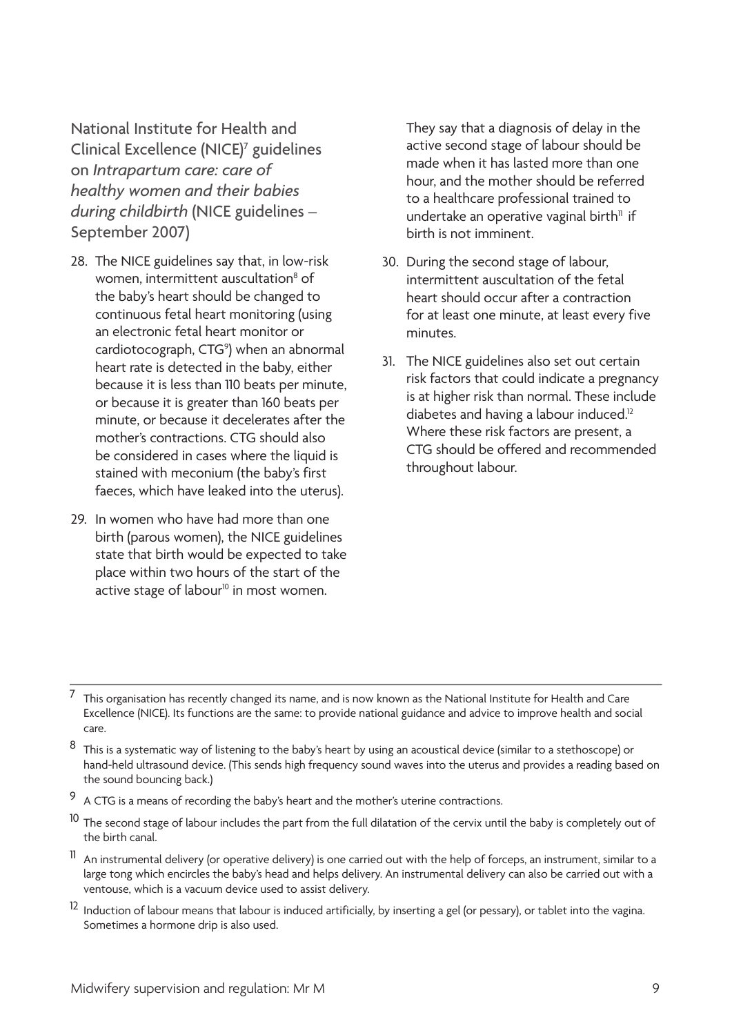## National Institute for Health and Clinical Excellence (NICE)[7] guidelines on *Intrapartum care: care of healthy women and their babies during childbirth* (NICE guidelines – September 2007)

28. The NICE guidelines say that, in low-risk women, intermittent auscultation[8] of the baby's heart should be changed to continuous fetal heart monitoring (using an electronic fetal heart monitor or cardiotocograph, CTG[9]) when an abnormal heart rate is detected in the baby, either because it is less than 110 beats per minute, or because it is greater than 160 beats per minute, or because it decelerates after the mother's contractions. CTG should also be considered in cases where the liquid is stained with meconium (the baby's first faeces, which have leaked into the uterus).

29. In women who have had more than one birth (parous women), the NICE guidelines state that birth would be expected to take place within two hours of the start of the active stage of labour[10] in most women. They say that a diagnosis of delay in the active second stage of labour should be made when it has lasted more than one hour, and the mother should be referred to a healthcare professional trained to undertake an operative vaginal birth[11] if birth is not imminent.

30. During the second stage of labour, intermittent auscultation of the fetal heart should occur after a contraction for at least one minute, at least every five minutes.

31. The NICE guidelines also set out certain risk factors that could indicate a pregnancy is at higher risk than normal. These include diabetes and having a labour induced.[12] Where these risk factors are present, a CTG should be offered and recommended throughout labour.

---

[7] This organisation has recently changed its name, and is now known as the National Institute for Health and Care Excellence (NICE). Its functions are the same: to provide national guidance and advice to improve health and social care.

[8] This is a systematic way of listening to the baby's heart by using an acoustical device (similar to a stethoscope) or hand-held ultrasound device. (This sends high frequency sound waves into the uterus and provides a reading based on the sound bouncing back.)

[9] A CTG is a means of recording the baby's heart and the mother's uterine contractions.

[10] The second stage of labour includes the part from the full dilatation of the cervix until the baby is completely out of the birth canal.

[11] An instrumental delivery (or operative delivery) is one carried out with the help of forceps, an instrument, similar to a large tong which encircles the baby's head and helps delivery. An instrumental delivery can also be carried out with a ventouse, which is a vacuum device used to assist delivery.

[12] Induction of labour means that labour is induced artificially, by inserting a gel (or pessary), or tablet into the vagina. Sometimes a hormone drip is also used.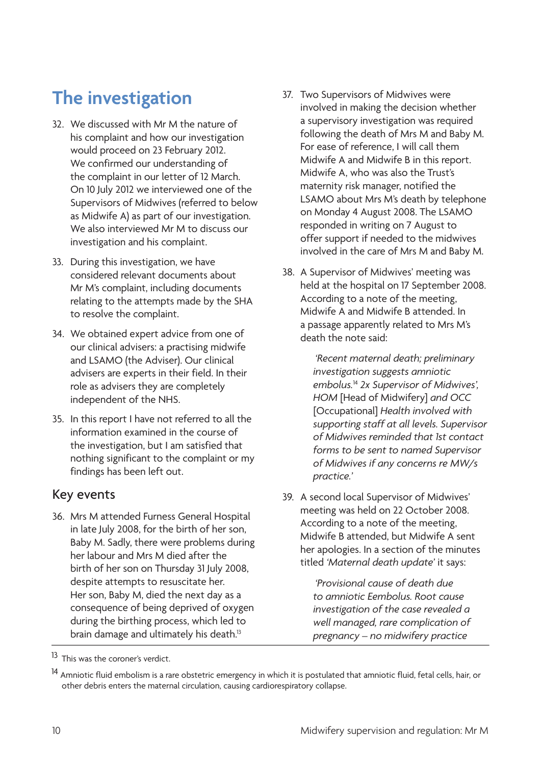# The investigation

32. We discussed with Mr M the nature of his complaint and how our investigation would proceed on 23 February 2012. We confirmed our understanding of the complaint in our letter of 12 March. On 10 July 2012 we interviewed one of the Supervisors of Midwives (referred to below as Midwife A) as part of our investigation. We also interviewed Mr M to discuss our investigation and his complaint.

33. During this investigation, we have considered relevant documents about Mr M's complaint, including documents relating to the attempts made by the SHA to resolve the complaint.

34. We obtained expert advice from one of our clinical advisers: a practising midwife and LSAMO (the Adviser). Our clinical advisers are experts in their field. In their role as advisers they are completely independent of the NHS.

35. In this report I have not referred to all the information examined in the course of the investigation, but I am satisfied that nothing significant to the complaint or my findings has been left out.

## Key events

36. Mrs M attended Furness General Hospital in late July 2008, for the birth of her son, Baby M. Sadly, there were problems during her labour and Mrs M died after the birth of her son on Thursday 31 July 2008, despite attempts to resuscitate her. Her son, Baby M, died the next day as a consequence of being deprived of oxygen during the birthing process, which led to brain damage and ultimately his death.[13]

37. Two Supervisors of Midwives were involved in making the decision whether a supervisory investigation was required following the death of Mrs M and Baby M. For ease of reference, I will call them Midwife A and Midwife B in this report. Midwife A, who was also the Trust's maternity risk manager, notified the LSAMO about Mrs M's death by telephone on Monday 4 August 2008. The LSAMO responded in writing on 7 August to offer support if needed to the midwives involved in the care of Mrs M and Baby M.

38. A Supervisor of Midwives' meeting was held at the hospital on 17 September 2008. According to a note of the meeting, Midwife A and Midwife B attended. In a passage apparently related to Mrs M's death the note said:

    *'Recent maternal death; preliminary investigation suggests amniotic embolus.*[14] *2x Supervisor of Midwives', HOM* [Head of Midwifery] *and OCC* [Occupational] *Health involved with supporting staff at all levels. Supervisor of Midwives reminded that 1st contact forms to be sent to named Supervisor of Midwives if any concerns re MW/s practice.'*

39. A second local Supervisor of Midwives' meeting was held on 22 October 2008. According to a note of the meeting, Midwife B attended, but Midwife A sent her apologies. In a section of the minutes titled *'Maternal death update'* it says:

    *'Provisional cause of death due to amniotic Eembolus. Root cause investigation of the case revealed a well managed, rare complication of pregnancy – no midwifery practice*

---

[13] This was the coroner's verdict.

[14] Amniotic fluid embolism is a rare obstetric emergency in which it is postulated that amniotic fluid, fetal cells, hair, or other debris enters the maternal circulation, causing cardiorespiratory collapse.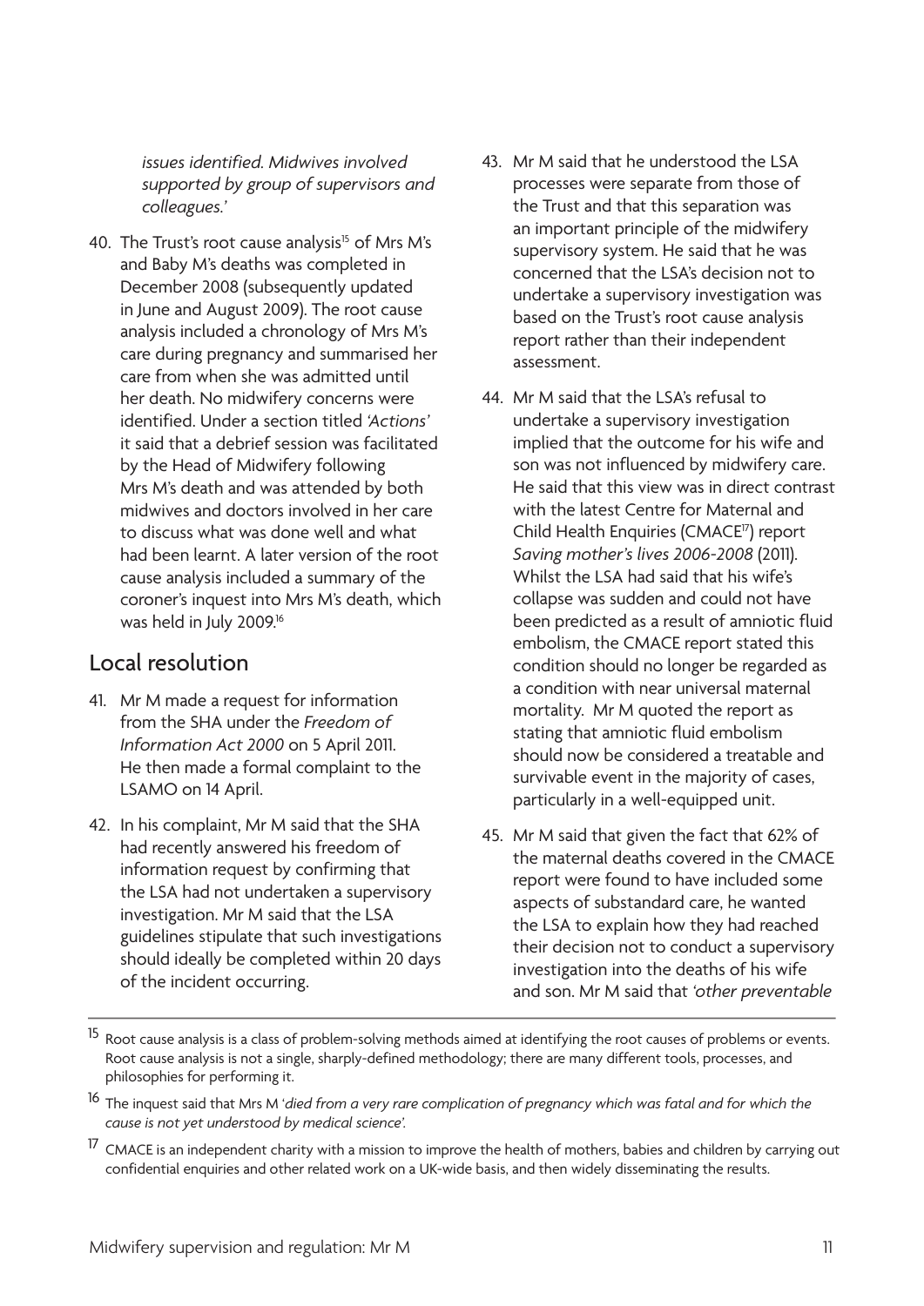*issues identified. Midwives involved supported by group of supervisors and colleagues.'*

40. The Trust's root cause analysis[15] of Mrs M's and Baby M's deaths was completed in December 2008 (subsequently updated in June and August 2009). The root cause analysis included a chronology of Mrs M's care during pregnancy and summarised her care from when she was admitted until her death. No midwifery concerns were identified. Under a section titled *'Actions'* it said that a debrief session was facilitated by the Head of Midwifery following Mrs M's death and was attended by both midwives and doctors involved in her care to discuss what was done well and what had been learnt. A later version of the root cause analysis included a summary of the coroner's inquest into Mrs M's death, which was held in July 2009.[16]

## Local resolution

41. Mr M made a request for information from the SHA under the *Freedom of Information Act 2000* on 5 April 2011. He then made a formal complaint to the LSAMO on 14 April.

42. In his complaint, Mr M said that the SHA had recently answered his freedom of information request by confirming that the LSA had not undertaken a supervisory investigation. Mr M said that the LSA guidelines stipulate that such investigations should ideally be completed within 20 days of the incident occurring.

43. Mr M said that he understood the LSA processes were separate from those of the Trust and that this separation was an important principle of the midwifery supervisory system. He said that he was concerned that the LSA's decision not to undertake a supervisory investigation was based on the Trust's root cause analysis report rather than their independent assessment.

44. Mr M said that the LSA's refusal to undertake a supervisory investigation implied that the outcome for his wife and son was not influenced by midwifery care. He said that this view was in direct contrast with the latest Centre for Maternal and Child Health Enquiries (CMACE[17]) report *Saving mother's lives 2006-2008* (2011). Whilst the LSA had said that his wife's collapse was sudden and could not have been predicted as a result of amniotic fluid embolism, the CMACE report stated this condition should no longer be regarded as a condition with near universal maternal mortality. Mr M quoted the report as stating that amniotic fluid embolism should now be considered a treatable and survivable event in the majority of cases, particularly in a well-equipped unit.

45. Mr M said that given the fact that 62% of the maternal deaths covered in the CMACE report were found to have included some aspects of substandard care, he wanted the LSA to explain how they had reached their decision not to conduct a supervisory investigation into the deaths of his wife and son. Mr M said that *'other preventable*

---

[15] Root cause analysis is a class of problem-solving methods aimed at identifying the root causes of problems or events. Root cause analysis is not a single, sharply-defined methodology; there are many different tools, processes, and philosophies for performing it.

[16] The inquest said that Mrs M '*died from a very rare complication of pregnancy which was fatal and for which the cause is not yet understood by medical science'*.

[17] CMACE is an independent charity with a mission to improve the health of mothers, babies and children by carrying out confidential enquiries and other related work on a UK-wide basis, and then widely disseminating the results.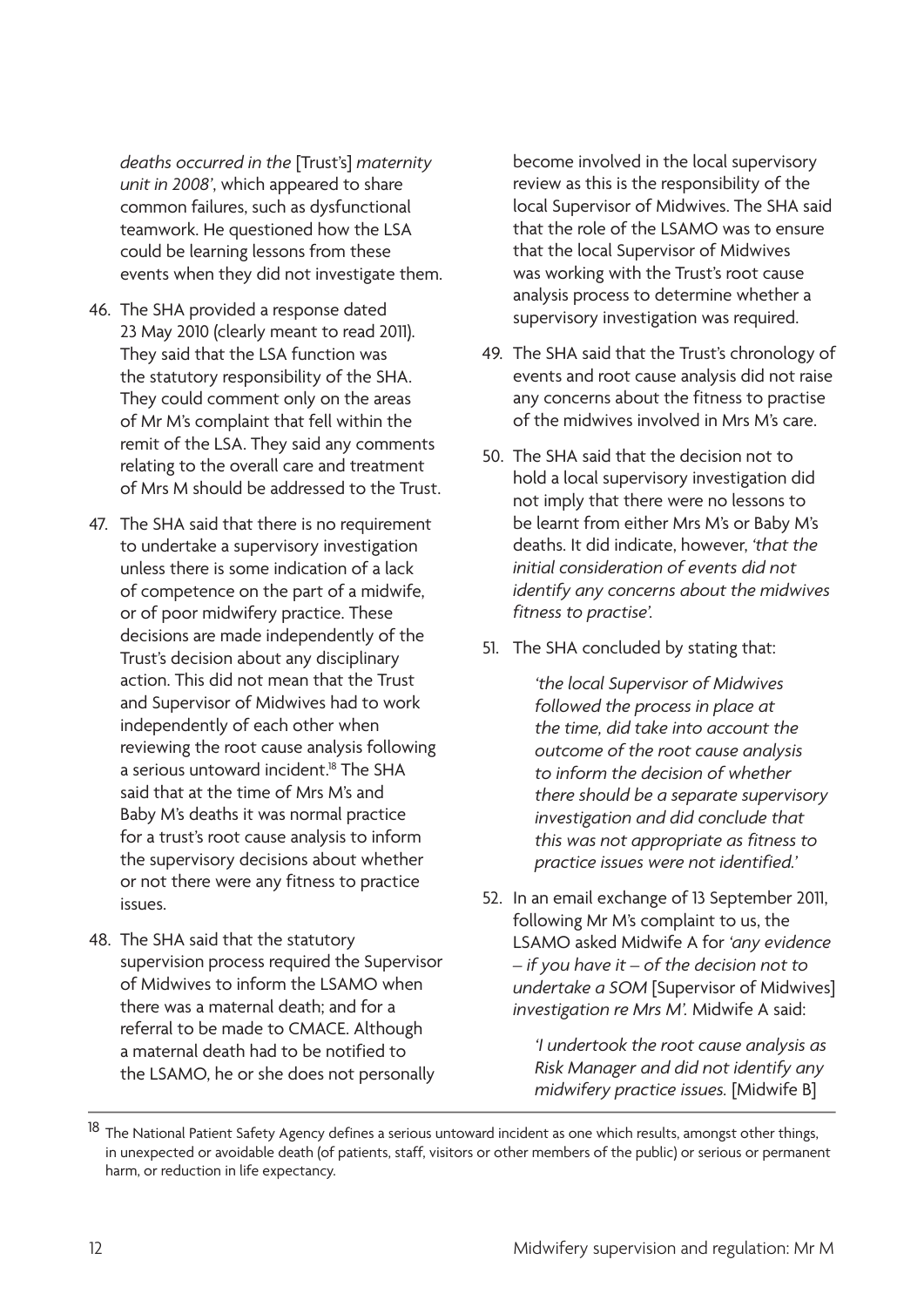*deaths occurred in the* [Trust's] *maternity unit in 2008'*, which appeared to share common failures, such as dysfunctional teamwork. He questioned how the LSA could be learning lessons from these events when they did not investigate them.

46. The SHA provided a response dated 23 May 2010 (clearly meant to read 2011). They said that the LSA function was the statutory responsibility of the SHA. They could comment only on the areas of Mr M's complaint that fell within the remit of the LSA. They said any comments relating to the overall care and treatment of Mrs M should be addressed to the Trust.

47. The SHA said that there is no requirement to undertake a supervisory investigation unless there is some indication of a lack of competence on the part of a midwife, or of poor midwifery practice. These decisions are made independently of the Trust's decision about any disciplinary action. This did not mean that the Trust and Supervisor of Midwives had to work independently of each other when reviewing the root cause analysis following a serious untoward incident.[18] The SHA said that at the time of Mrs M's and Baby M's deaths it was normal practice for a trust's root cause analysis to inform the supervisory decisions about whether or not there were any fitness to practice issues.

48. The SHA said that the statutory supervision process required the Supervisor of Midwives to inform the LSAMO when there was a maternal death; and for a referral to be made to CMACE. Although a maternal death had to be notified to the LSAMO, he or she does not personally become involved in the local supervisory review as this is the responsibility of the local Supervisor of Midwives. The SHA said that the role of the LSAMO was to ensure that the local Supervisor of Midwives was working with the Trust's root cause analysis process to determine whether a supervisory investigation was required.

49. The SHA said that the Trust's chronology of events and root cause analysis did not raise any concerns about the fitness to practise of the midwives involved in Mrs M's care.

50. The SHA said that the decision not to hold a local supervisory investigation did not imply that there were no lessons to be learnt from either Mrs M's or Baby M's deaths. It did indicate, however, *'that the initial consideration of events did not identify any concerns about the midwives fitness to practise'.*

51. The SHA concluded by stating that:

    > *'the local Supervisor of Midwives followed the process in place at the time, did take into account the outcome of the root cause analysis to inform the decision of whether there should be a separate supervisory investigation and did conclude that this was not appropriate as fitness to practice issues were not identified.'*

52. In an email exchange of 13 September 2011, following Mr M's complaint to us, the LSAMO asked Midwife A for *'any evidence – if you have it – of the decision not to undertake a SOM* [Supervisor of Midwives] *investigation re Mrs M'.* Midwife A said:

    > *'I undertook the root cause analysis as Risk Manager and did not identify any midwifery practice issues.* [Midwife B]

[18] The National Patient Safety Agency defines a serious untoward incident as one which results, amongst other things, in unexpected or avoidable death (of patients, staff, visitors or other members of the public) or serious or permanent harm, or reduction in life expectancy.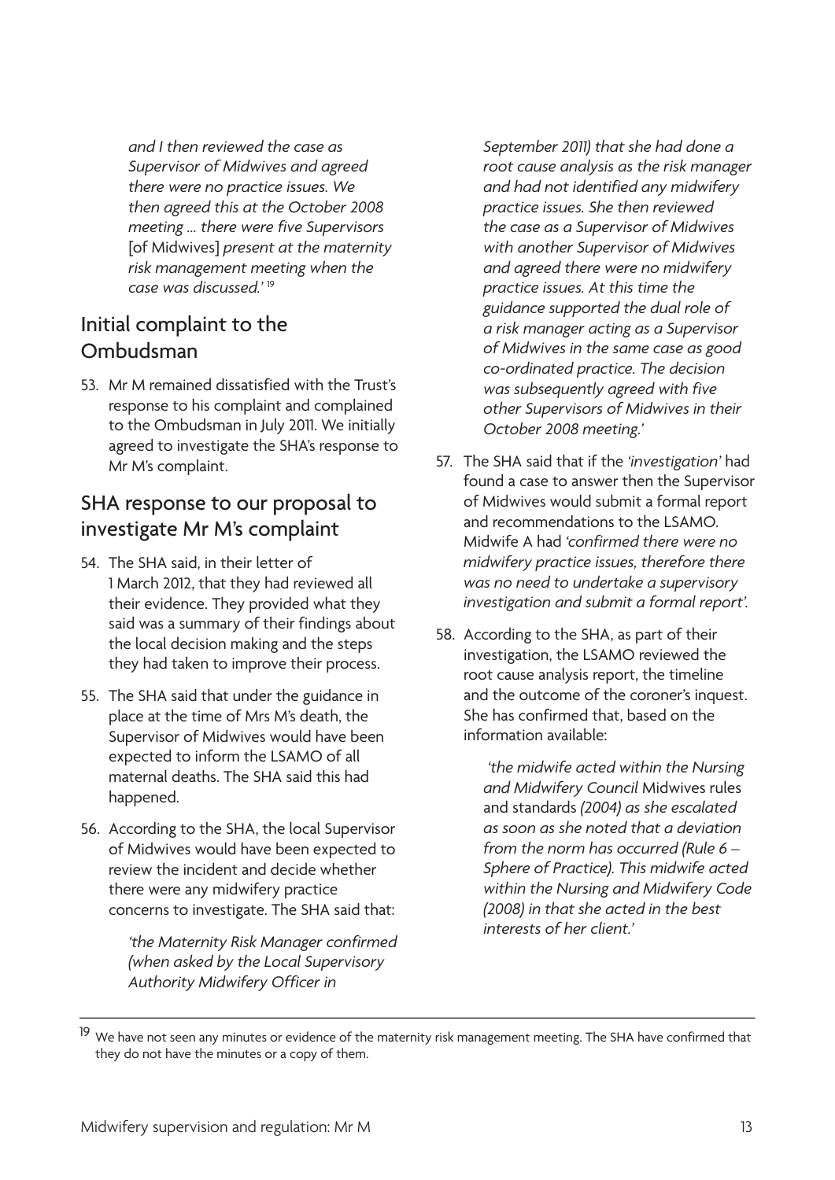*and I then reviewed the case as Supervisor of Midwives and agreed there were no practice issues. We then agreed this at the October 2008 meeting ... there were five Supervisors* [of Midwives] *present at the maternity risk management meeting when the case was discussed.'* [19]

## Initial complaint to the Ombudsman

53. Mr M remained dissatisfied with the Trust's response to his complaint and complained to the Ombudsman in July 2011. We initially agreed to investigate the SHA's response to Mr M's complaint.

## SHA response to our proposal to investigate Mr M's complaint

54. The SHA said, in their letter of 1 March 2012, that they had reviewed all their evidence. They provided what they said was a summary of their findings about the local decision making and the steps they had taken to improve their process.

55. The SHA said that under the guidance in place at the time of Mrs M's death, the Supervisor of Midwives would have been expected to inform the LSAMO of all maternal deaths. The SHA said this had happened.

56. According to the SHA, the local Supervisor of Midwives would have been expected to review the incident and decide whether there were any midwifery practice concerns to investigate. The SHA said that:

    *'the Maternity Risk Manager confirmed (when asked by the Local Supervisory Authority Midwifery Officer in September 2011) that she had done a root cause analysis as the risk manager and had not identified any midwifery practice issues. She then reviewed the case as a Supervisor of Midwives with another Supervisor of Midwives and agreed there were no midwifery practice issues. At this time the guidance supported the dual role of a risk manager acting as a Supervisor of Midwives in the same case as good co-ordinated practice. The decision was subsequently agreed with five other Supervisors of Midwives in their October 2008 meeting.'*

57. The SHA said that if the *'investigation'* had found a case to answer then the Supervisor of Midwives would submit a formal report and recommendations to the LSAMO. Midwife A had *'confirmed there were no midwifery practice issues, therefore there was no need to undertake a supervisory investigation and submit a formal report'.*

58. According to the SHA, as part of their investigation, the LSAMO reviewed the root cause analysis report, the timeline and the outcome of the coroner's inquest. She has confirmed that, based on the information available:

    *'the midwife acted within the Nursing and Midwifery Council* Midwives rules and standards *(2004) as she escalated as soon as she noted that a deviation from the norm has occurred (Rule 6 – Sphere of Practice). This midwife acted within the Nursing and Midwifery Code (2008) in that she acted in the best interests of her client.'*

---

[19] We have not seen any minutes or evidence of the maternity risk management meeting. The SHA have confirmed that they do not have the minutes or a copy of them.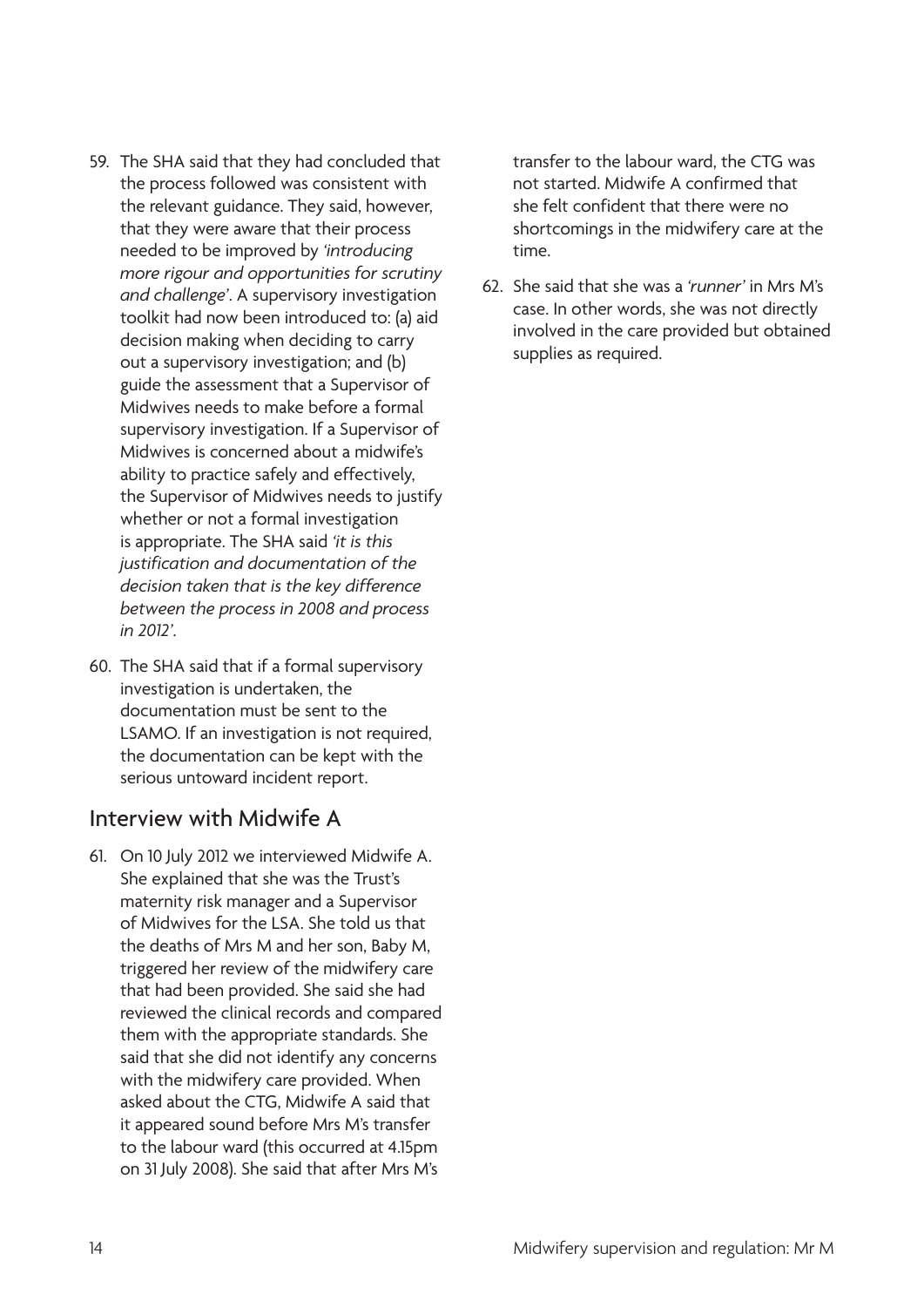59. The SHA said that they had concluded that the process followed was consistent with the relevant guidance. They said, however, that they were aware that their process needed to be improved by *'introducing more rigour and opportunities for scrutiny and challenge'*. A supervisory investigation toolkit had now been introduced to: (a) aid decision making when deciding to carry out a supervisory investigation; and (b) guide the assessment that a Supervisor of Midwives needs to make before a formal supervisory investigation. If a Supervisor of Midwives is concerned about a midwife's ability to practice safely and effectively, the Supervisor of Midwives needs to justify whether or not a formal investigation is appropriate. The SHA said *'it is this justification and documentation of the decision taken that is the key difference between the process in 2008 and process in 2012'*.

60. The SHA said that if a formal supervisory investigation is undertaken, the documentation must be sent to the LSAMO. If an investigation is not required, the documentation can be kept with the serious untoward incident report.

## Interview with Midwife A

61. On 10 July 2012 we interviewed Midwife A. She explained that she was the Trust's maternity risk manager and a Supervisor of Midwives for the LSA. She told us that the deaths of Mrs M and her son, Baby M, triggered her review of the midwifery care that had been provided. She said she had reviewed the clinical records and compared them with the appropriate standards. She said that she did not identify any concerns with the midwifery care provided. When asked about the CTG, Midwife A said that it appeared sound before Mrs M's transfer to the labour ward (this occurred at 4.15pm on 31 July 2008). She said that after Mrs M's transfer to the labour ward, the CTG was not started. Midwife A confirmed that she felt confident that there were no shortcomings in the midwifery care at the time.

62. She said that she was a *'runner'* in Mrs M's case. In other words, she was not directly involved in the care provided but obtained supplies as required.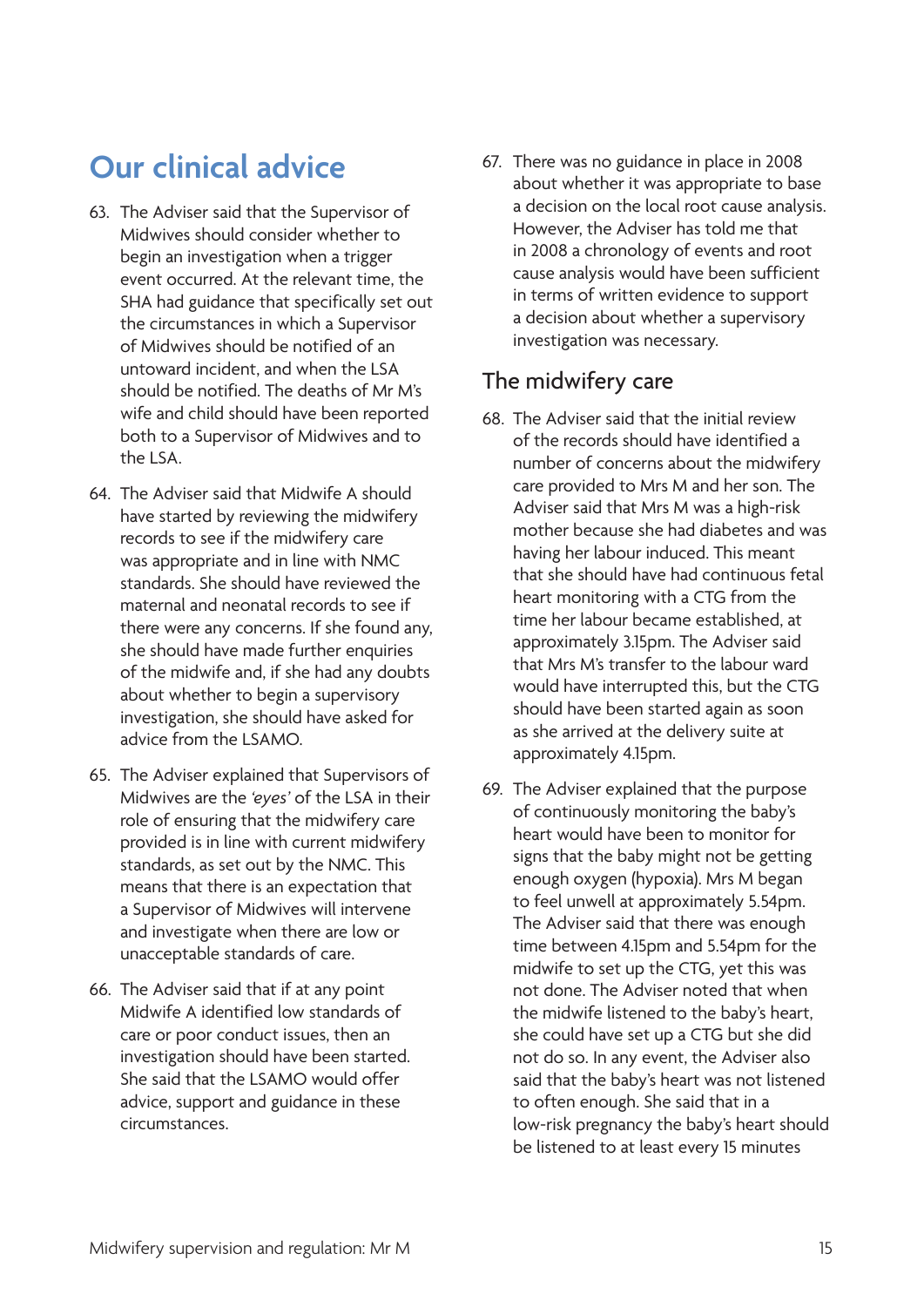## Our clinical advice

63. The Adviser said that the Supervisor of Midwives should consider whether to begin an investigation when a trigger event occurred. At the relevant time, the SHA had guidance that specifically set out the circumstances in which a Supervisor of Midwives should be notified of an untoward incident, and when the LSA should be notified. The deaths of Mr M's wife and child should have been reported both to a Supervisor of Midwives and to the LSA.

64. The Adviser said that Midwife A should have started by reviewing the midwifery records to see if the midwifery care was appropriate and in line with NMC standards. She should have reviewed the maternal and neonatal records to see if there were any concerns. If she found any, she should have made further enquiries of the midwife and, if she had any doubts about whether to begin a supervisory investigation, she should have asked for advice from the LSAMO.

65. The Adviser explained that Supervisors of Midwives are the *'eyes'* of the LSA in their role of ensuring that the midwifery care provided is in line with current midwifery standards, as set out by the NMC. This means that there is an expectation that a Supervisor of Midwives will intervene and investigate when there are low or unacceptable standards of care.

66. The Adviser said that if at any point Midwife A identified low standards of care or poor conduct issues, then an investigation should have been started. She said that the LSAMO would offer advice, support and guidance in these circumstances.

67. There was no guidance in place in 2008 about whether it was appropriate to base a decision on the local root cause analysis. However, the Adviser has told me that in 2008 a chronology of events and root cause analysis would have been sufficient in terms of written evidence to support a decision about whether a supervisory investigation was necessary.

### The midwifery care

68. The Adviser said that the initial review of the records should have identified a number of concerns about the midwifery care provided to Mrs M and her son. The Adviser said that Mrs M was a high-risk mother because she had diabetes and was having her labour induced. This meant that she should have had continuous fetal heart monitoring with a CTG from the time her labour became established, at approximately 3.15pm. The Adviser said that Mrs M's transfer to the labour ward would have interrupted this, but the CTG should have been started again as soon as she arrived at the delivery suite at approximately 4.15pm.

69. The Adviser explained that the purpose of continuously monitoring the baby's heart would have been to monitor for signs that the baby might not be getting enough oxygen (hypoxia). Mrs M began to feel unwell at approximately 5.54pm. The Adviser said that there was enough time between 4.15pm and 5.54pm for the midwife to set up the CTG, yet this was not done. The Adviser noted that when the midwife listened to the baby's heart, she could have set up a CTG but she did not do so. In any event, the Adviser also said that the baby's heart was not listened to often enough. She said that in a low-risk pregnancy the baby's heart should be listened to at least every 15 minutes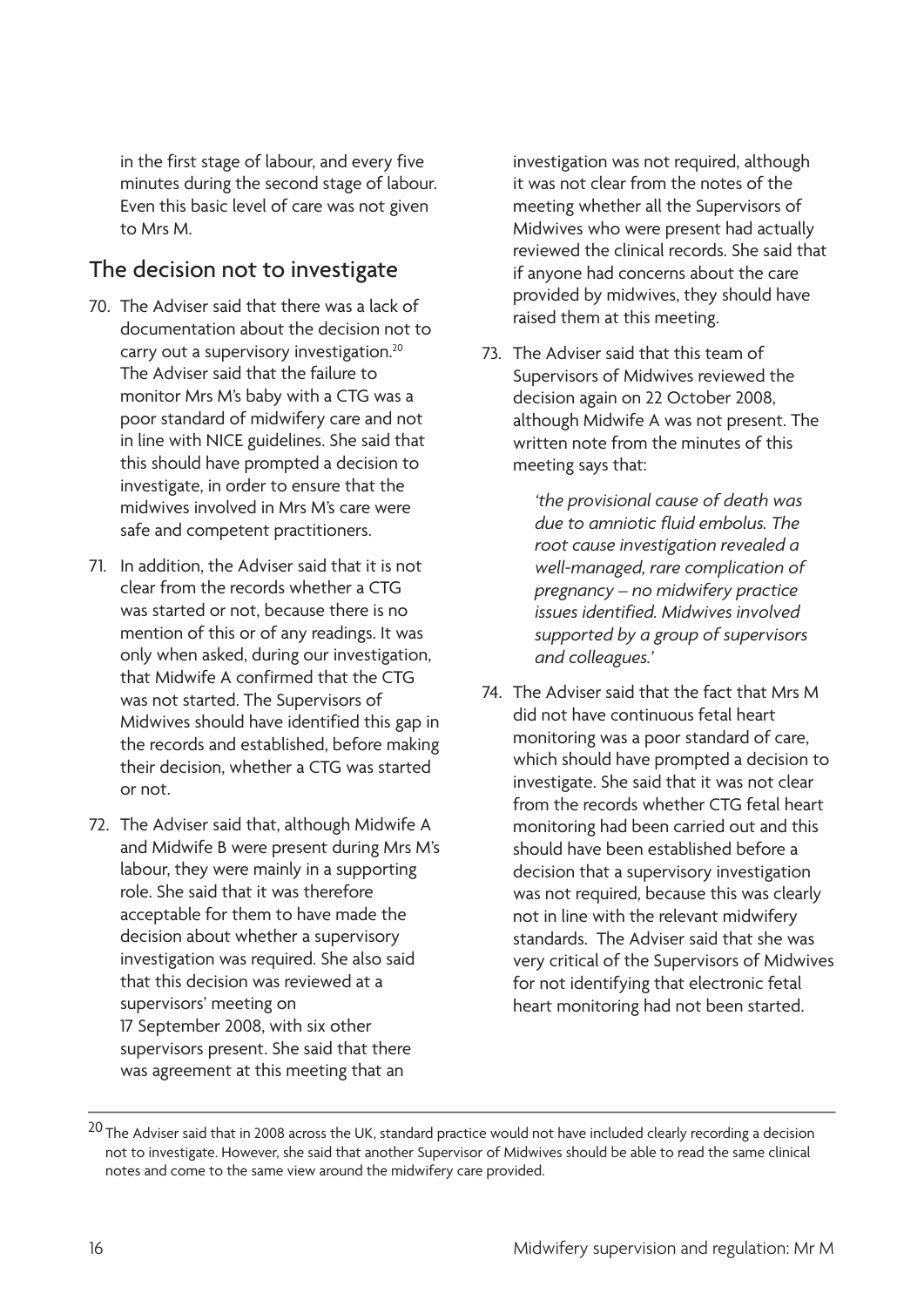in the first stage of labour, and every five minutes during the second stage of labour. Even this basic level of care was not given to Mrs M.

## The decision not to investigate

70. The Adviser said that there was a lack of documentation about the decision not to carry out a supervisory investigation.[20] The Adviser said that the failure to monitor Mrs M's baby with a CTG was a poor standard of midwifery care and not in line with NICE guidelines. She said that this should have prompted a decision to investigate, in order to ensure that the midwives involved in Mrs M's care were safe and competent practitioners.

71. In addition, the Adviser said that it is not clear from the records whether a CTG was started or not, because there is no mention of this or of any readings. It was only when asked, during our investigation, that Midwife A confirmed that the CTG was not started. The Supervisors of Midwives should have identified this gap in the records and established, before making their decision, whether a CTG was started or not.

72. The Adviser said that, although Midwife A and Midwife B were present during Mrs M's labour, they were mainly in a supporting role. She said that it was therefore acceptable for them to have made the decision about whether a supervisory investigation was required. She also said that this decision was reviewed at a supervisors' meeting on 17 September 2008, with six other supervisors present. She said that there was agreement at this meeting that an investigation was not required, although it was not clear from the notes of the meeting whether all the Supervisors of Midwives who were present had actually reviewed the clinical records. She said that if anyone had concerns about the care provided by midwives, they should have raised them at this meeting.

73. The Adviser said that this team of Supervisors of Midwives reviewed the decision again on 22 October 2008, although Midwife A was not present. The written note from the minutes of this meeting says that:

    *'the provisional cause of death was due to amniotic fluid embolus. The root cause investigation revealed a well-managed, rare complication of pregnancy – no midwifery practice issues identified. Midwives involved supported by a group of supervisors and colleagues.'*

74. The Adviser said that the fact that Mrs M did not have continuous fetal heart monitoring was a poor standard of care, which should have prompted a decision to investigate. She said that it was not clear from the records whether CTG fetal heart monitoring had been carried out and this should have been established before a decision that a supervisory investigation was not required, because this was clearly not in line with the relevant midwifery standards. The Adviser said that she was very critical of the Supervisors of Midwives for not identifying that electronic fetal heart monitoring had not been started.

---

[20] The Adviser said that in 2008 across the UK, standard practice would not have included clearly recording a decision not to investigate. However, she said that another Supervisor of Midwives should be able to read the same clinical notes and come to the same view around the midwifery care provided.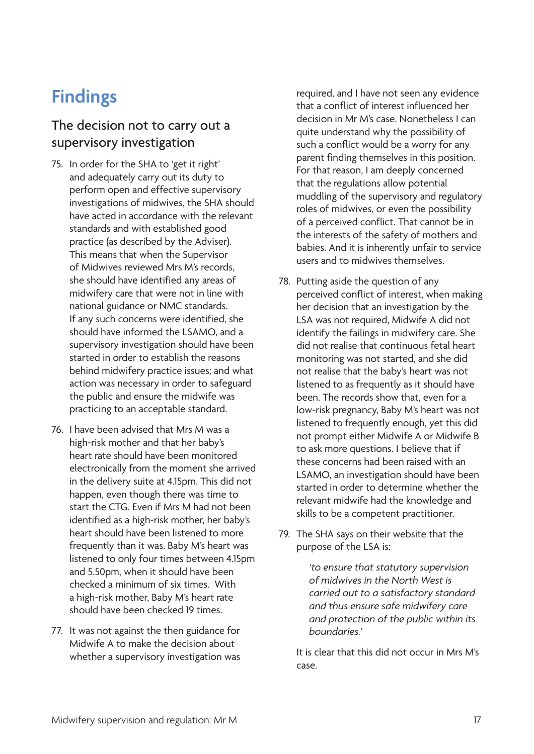# Findings

## The decision not to carry out a supervisory investigation

75. In order for the SHA to 'get it right' and adequately carry out its duty to perform open and effective supervisory investigations of midwives, the SHA should have acted in accordance with the relevant standards and with established good practice (as described by the Adviser). This means that when the Supervisor of Midwives reviewed Mrs M's records, she should have identified any areas of midwifery care that were not in line with national guidance or NMC standards. If any such concerns were identified, she should have informed the LSAMO, and a supervisory investigation should have been started in order to establish the reasons behind midwifery practice issues; and what action was necessary in order to safeguard the public and ensure the midwife was practicing to an acceptable standard.

76. I have been advised that Mrs M was a high-risk mother and that her baby's heart rate should have been monitored electronically from the moment she arrived in the delivery suite at 4.15pm. This did not happen, even though there was time to start the CTG. Even if Mrs M had not been identified as a high-risk mother, her baby's heart should have been listened to more frequently than it was. Baby M's heart was listened to only four times between 4.15pm and 5.50pm, when it should have been checked a minimum of six times. With a high-risk mother, Baby M's heart rate should have been checked 19 times.

77. It was not against the then guidance for Midwife A to make the decision about whether a supervisory investigation was required, and I have not seen any evidence that a conflict of interest influenced her decision in Mr M's case. Nonetheless I can quite understand why the possibility of such a conflict would be a worry for any parent finding themselves in this position. For that reason, I am deeply concerned that the regulations allow potential muddling of the supervisory and regulatory roles of midwives, or even the possibility of a perceived conflict. That cannot be in the interests of the safety of mothers and babies. And it is inherently unfair to service users and to midwives themselves.

78. Putting aside the question of any perceived conflict of interest, when making her decision that an investigation by the LSA was not required, Midwife A did not identify the failings in midwifery care. She did not realise that continuous fetal heart monitoring was not started, and she did not realise that the baby's heart was not listened to as frequently as it should have been. The records show that, even for a low-risk pregnancy, Baby M's heart was not listened to frequently enough, yet this did not prompt either Midwife A or Midwife B to ask more questions. I believe that if these concerns had been raised with an LSAMO, an investigation should have been started in order to determine whether the relevant midwife had the knowledge and skills to be a competent practitioner.

79. The SHA says on their website that the purpose of the LSA is:

    > *'to ensure that statutory supervision of midwives in the North West is carried out to a satisfactory standard and thus ensure safe midwifery care and protection of the public within its boundaries.'*

    It is clear that this did not occur in Mrs M's case.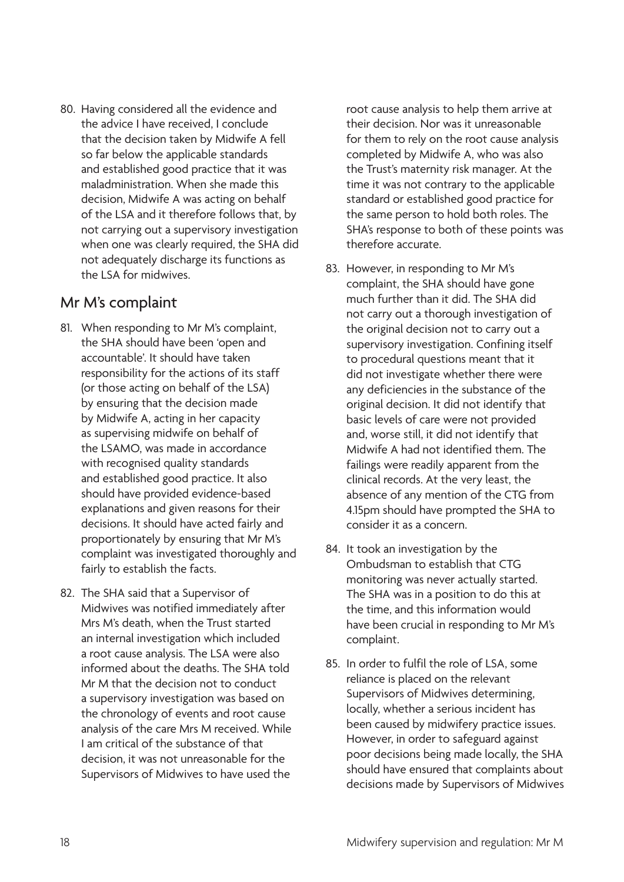80. Having considered all the evidence and the advice I have received, I conclude that the decision taken by Midwife A fell so far below the applicable standards and established good practice that it was maladministration. When she made this decision, Midwife A was acting on behalf of the LSA and it therefore follows that, by not carrying out a supervisory investigation when one was clearly required, the SHA did not adequately discharge its functions as the LSA for midwives.

## Mr M's complaint

81. When responding to Mr M's complaint, the SHA should have been 'open and accountable'. It should have taken responsibility for the actions of its staff (or those acting on behalf of the LSA) by ensuring that the decision made by Midwife A, acting in her capacity as supervising midwife on behalf of the LSAMO, was made in accordance with recognised quality standards and established good practice. It also should have provided evidence-based explanations and given reasons for their decisions. It should have acted fairly and proportionately by ensuring that Mr M's complaint was investigated thoroughly and fairly to establish the facts.

82. The SHA said that a Supervisor of Midwives was notified immediately after Mrs M's death, when the Trust started an internal investigation which included a root cause analysis. The LSA were also informed about the deaths. The SHA told Mr M that the decision not to conduct a supervisory investigation was based on the chronology of events and root cause analysis of the care Mrs M received. While I am critical of the substance of that decision, it was not unreasonable for the Supervisors of Midwives to have used the root cause analysis to help them arrive at their decision. Nor was it unreasonable for them to rely on the root cause analysis completed by Midwife A, who was also the Trust's maternity risk manager. At the time it was not contrary to the applicable standard or established good practice for the same person to hold both roles. The SHA's response to both of these points was therefore accurate.

83. However, in responding to Mr M's complaint, the SHA should have gone much further than it did. The SHA did not carry out a thorough investigation of the original decision not to carry out a supervisory investigation. Confining itself to procedural questions meant that it did not investigate whether there were any deficiencies in the substance of the original decision. It did not identify that basic levels of care were not provided and, worse still, it did not identify that Midwife A had not identified them. The failings were readily apparent from the clinical records. At the very least, the absence of any mention of the CTG from 4.15pm should have prompted the SHA to consider it as a concern.

84. It took an investigation by the Ombudsman to establish that CTG monitoring was never actually started. The SHA was in a position to do this at the time, and this information would have been crucial in responding to Mr M's complaint.

85. In order to fulfil the role of LSA, some reliance is placed on the relevant Supervisors of Midwives determining, locally, whether a serious incident has been caused by midwifery practice issues. However, in order to safeguard against poor decisions being made locally, the SHA should have ensured that complaints about decisions made by Supervisors of Midwives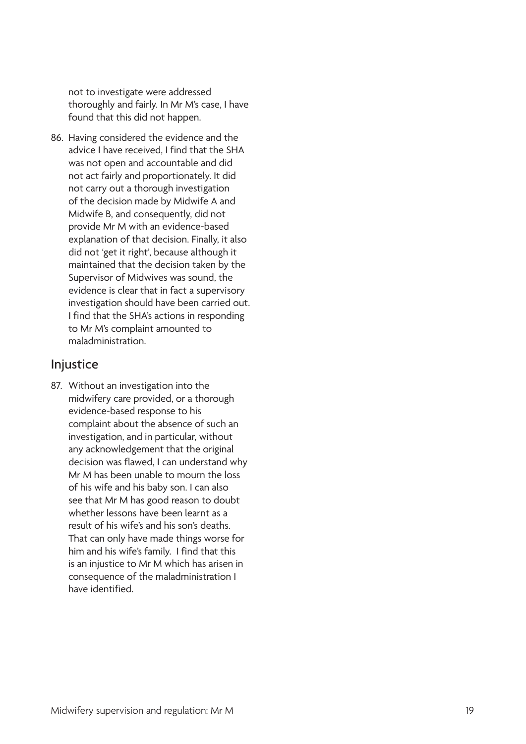not to investigate were addressed thoroughly and fairly. In Mr M's case, I have found that this did not happen.

86. Having considered the evidence and the advice I have received, I find that the SHA was not open and accountable and did not act fairly and proportionately. It did not carry out a thorough investigation of the decision made by Midwife A and Midwife B, and consequently, did not provide Mr M with an evidence-based explanation of that decision. Finally, it also did not 'get it right', because although it maintained that the decision taken by the Supervisor of Midwives was sound, the evidence is clear that in fact a supervisory investigation should have been carried out. I find that the SHA's actions in responding to Mr M's complaint amounted to maladministration.

## Injustice

87. Without an investigation into the midwifery care provided, or a thorough evidence-based response to his complaint about the absence of such an investigation, and in particular, without any acknowledgement that the original decision was flawed, I can understand why Mr M has been unable to mourn the loss of his wife and his baby son. I can also see that Mr M has good reason to doubt whether lessons have been learnt as a result of his wife's and his son's deaths. That can only have made things worse for him and his wife's family. I find that this is an injustice to Mr M which has arisen in consequence of the maladministration I have identified.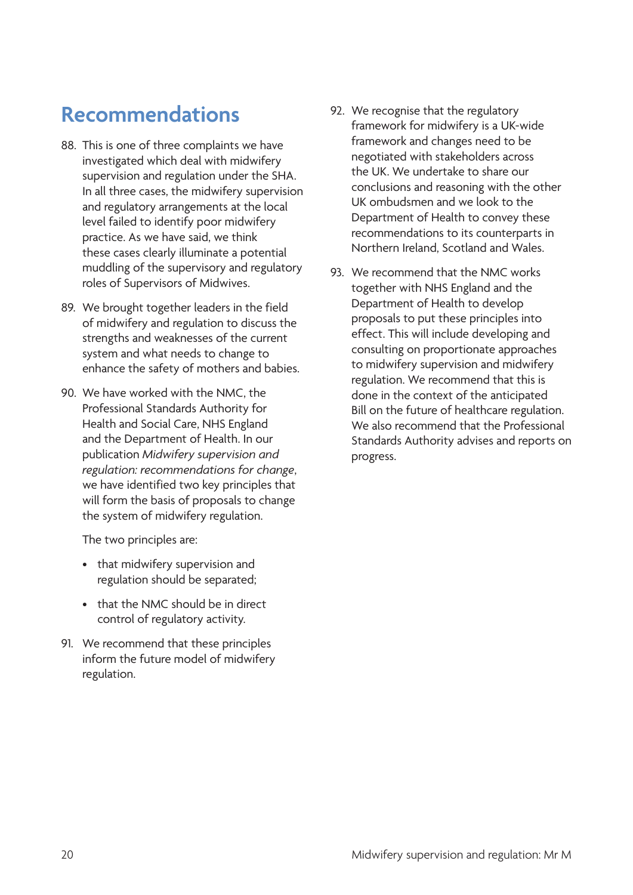## Recommendations

88. This is one of three complaints we have investigated which deal with midwifery supervision and regulation under the SHA. In all three cases, the midwifery supervision and regulatory arrangements at the local level failed to identify poor midwifery practice. As we have said, we think these cases clearly illuminate a potential muddling of the supervisory and regulatory roles of Supervisors of Midwives.

89. We brought together leaders in the field of midwifery and regulation to discuss the strengths and weaknesses of the current system and what needs to change to enhance the safety of mothers and babies.

90. We have worked with the NMC, the Professional Standards Authority for Health and Social Care, NHS England and the Department of Health. In our publication *Midwifery supervision and regulation: recommendations for change*, we have identified two key principles that will form the basis of proposals to change the system of midwifery regulation.

    The two principles are:

    - that midwifery supervision and regulation should be separated;
    - that the NMC should be in direct control of regulatory activity.

91. We recommend that these principles inform the future model of midwifery regulation.

92. We recognise that the regulatory framework for midwifery is a UK-wide framework and changes need to be negotiated with stakeholders across the UK. We undertake to share our conclusions and reasoning with the other UK ombudsmen and we look to the Department of Health to convey these recommendations to its counterparts in Northern Ireland, Scotland and Wales.

93. We recommend that the NMC works together with NHS England and the Department of Health to develop proposals to put these principles into effect. This will include developing and consulting on proportionate approaches to midwifery supervision and midwifery regulation. We recommend that this is done in the context of the anticipated Bill on the future of healthcare regulation. We also recommend that the Professional Standards Authority advises and reports on progress.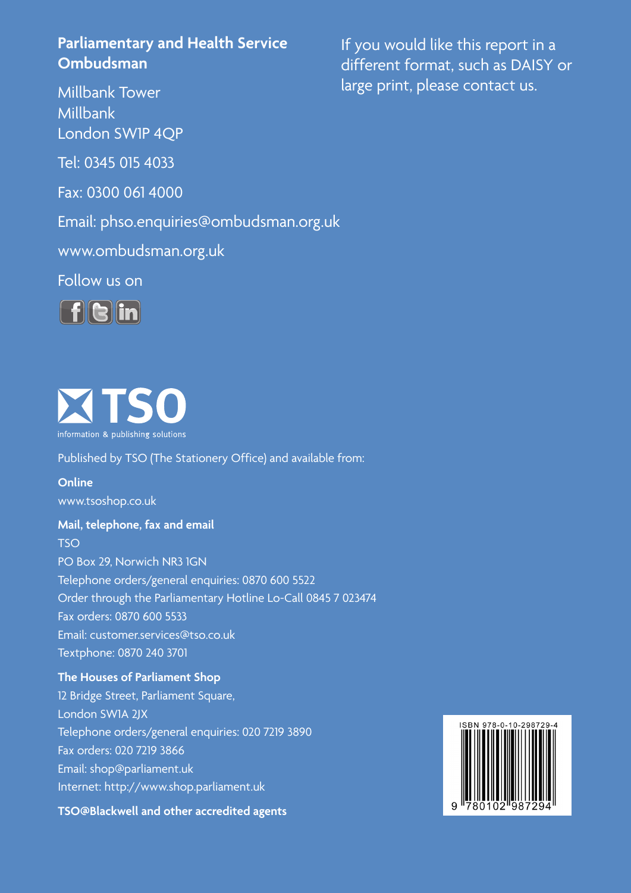**Parliamentary and Health Service Ombudsman**

Millbank Tower
Millbank
London SW1P 4QP

Tel: 0345 015 4033

Fax: 0300 061 4000

Email: phso.enquiries@ombudsman.org.uk

www.ombudsman.org.uk

Follow us on

If you would like this report in a different format, such as DAISY or large print, please contact us.

TSO
information & publishing solutions

Published by TSO (The Stationery Office) and available from:

**Online**
www.tsoshop.co.uk

**Mail, telephone, fax and email**
TSO
PO Box 29, Norwich NR3 1GN
Telephone orders/general enquiries: 0870 600 5522
Order through the Parliamentary Hotline Lo-Call 0845 7 023474
Fax orders: 0870 600 5533
Email: customer.services@tso.co.uk
Textphone: 0870 240 3701

**The Houses of Parliament Shop**
12 Bridge Street, Parliament Square,
London SW1A 2JX
Telephone orders/general enquiries: 020 7219 3890
Fax orders: 020 7219 3866
Email: shop@parliament.uk
Internet: http://www.shop.parliament.uk

**TSO@Blackwell and other accredited agents**

ISBN 978-0-10-298729-4

9 780102 987294